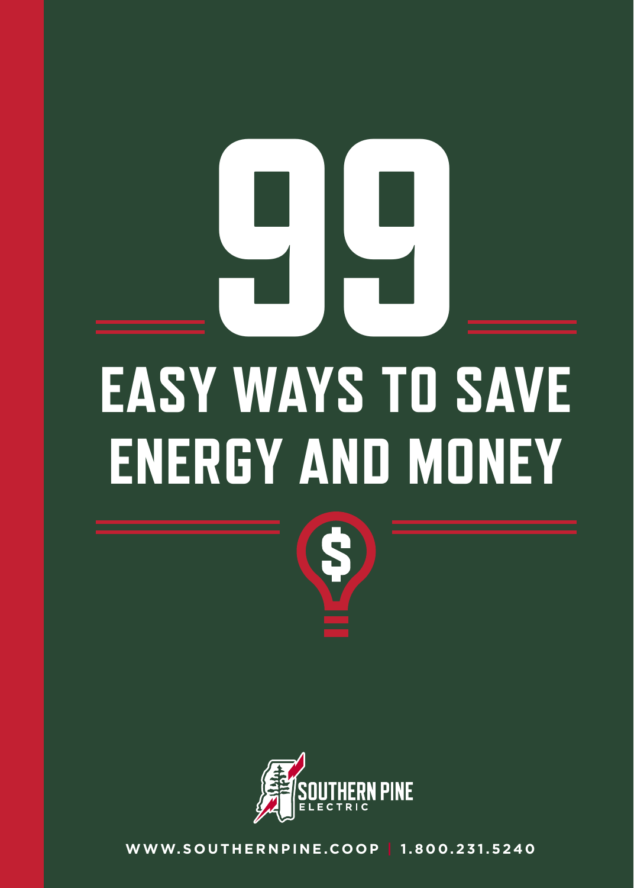# 99 EASY WAYS TO SAVE ENERGY AND MONEY

SOUTHERN PINE ELECTRIC

WWW.SOUTHERNPINE.COOP | 1.800.231.5240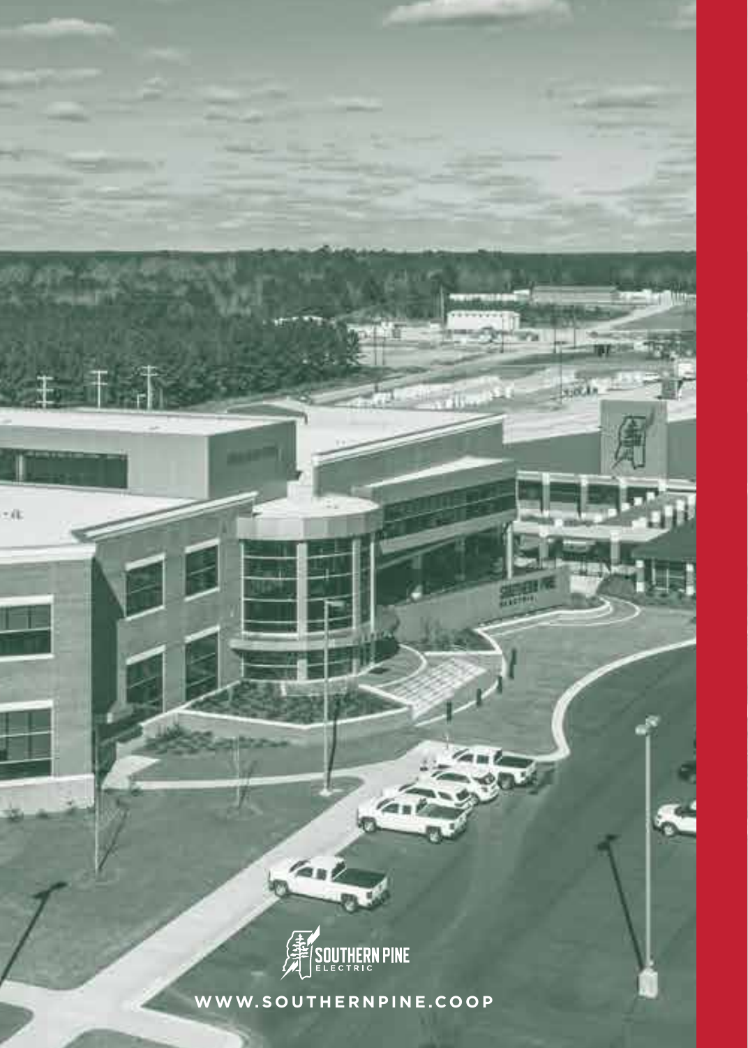SOUTHERN PINE ELECTRIC

WWW.SOUTHERNPINE.COOP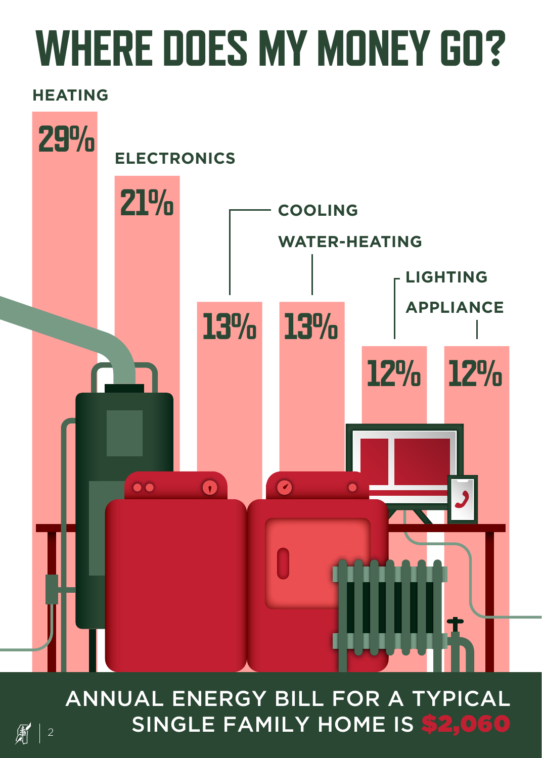# WHERE DOES MY MONEY GO?

| Category | Share |
| --- | --- |
| HEATING | 29% |
| ELECTRONICS | 21% |
| COOLING | 13% |
| WATER-HEATING | 13% |
| LIGHTING | 12% |
| APPLIANCE | 12% |

ANNUAL ENERGY BILL FOR A TYPICAL SINGLE FAMILY HOME IS **$2,060**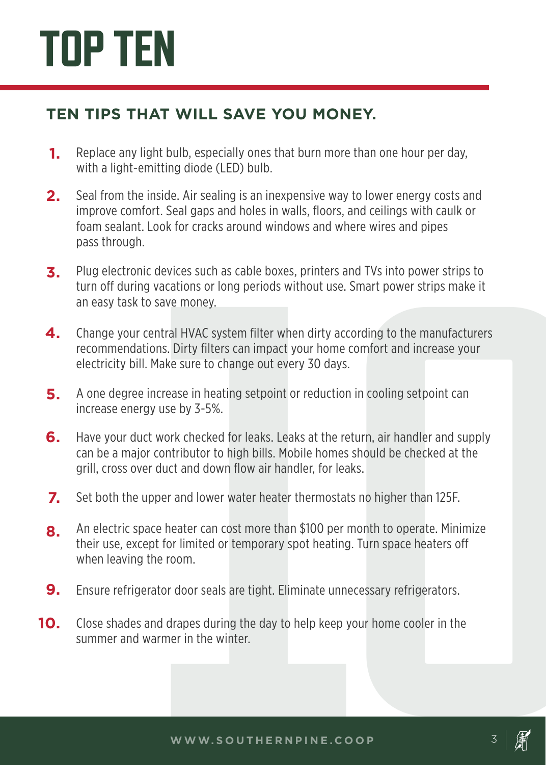# TOP TEN

## TEN TIPS THAT WILL SAVE YOU MONEY.

1. Replace any light bulb, especially ones that burn more than one hour per day, with a light-emitting diode (LED) bulb.
2. Seal from the inside. Air sealing is an inexpensive way to lower energy costs and improve comfort. Seal gaps and holes in walls, floors, and ceilings with caulk or foam sealant. Look for cracks around windows and where wires and pipes pass through.
3. Plug electronic devices such as cable boxes, printers and TVs into power strips to turn off during vacations or long periods without use. Smart power strips make it an easy task to save money.
4. Change your central HVAC system filter when dirty according to the manufacturers recommendations. Dirty filters can impact your home comfort and increase your electricity bill. Make sure to change out every 30 days.
5. A one degree increase in heating setpoint or reduction in cooling setpoint can increase energy use by 3-5%.
6. Have your duct work checked for leaks. Leaks at the return, air handler and supply can be a major contributor to high bills. Mobile homes should be checked at the grill, cross over duct and down flow air handler, for leaks.
7. Set both the upper and lower water heater thermostats no higher than 125F.
8. An electric space heater can cost more than $100 per month to operate. Minimize their use, except for limited or temporary spot heating. Turn space heaters off when leaving the room.
9. Ensure refrigerator door seals are tight. Eliminate unnecessary refrigerators.
10. Close shades and drapes during the day to help keep your home cooler in the summer and warmer in the winter.

WWW.SOUTHERNPINE.COOP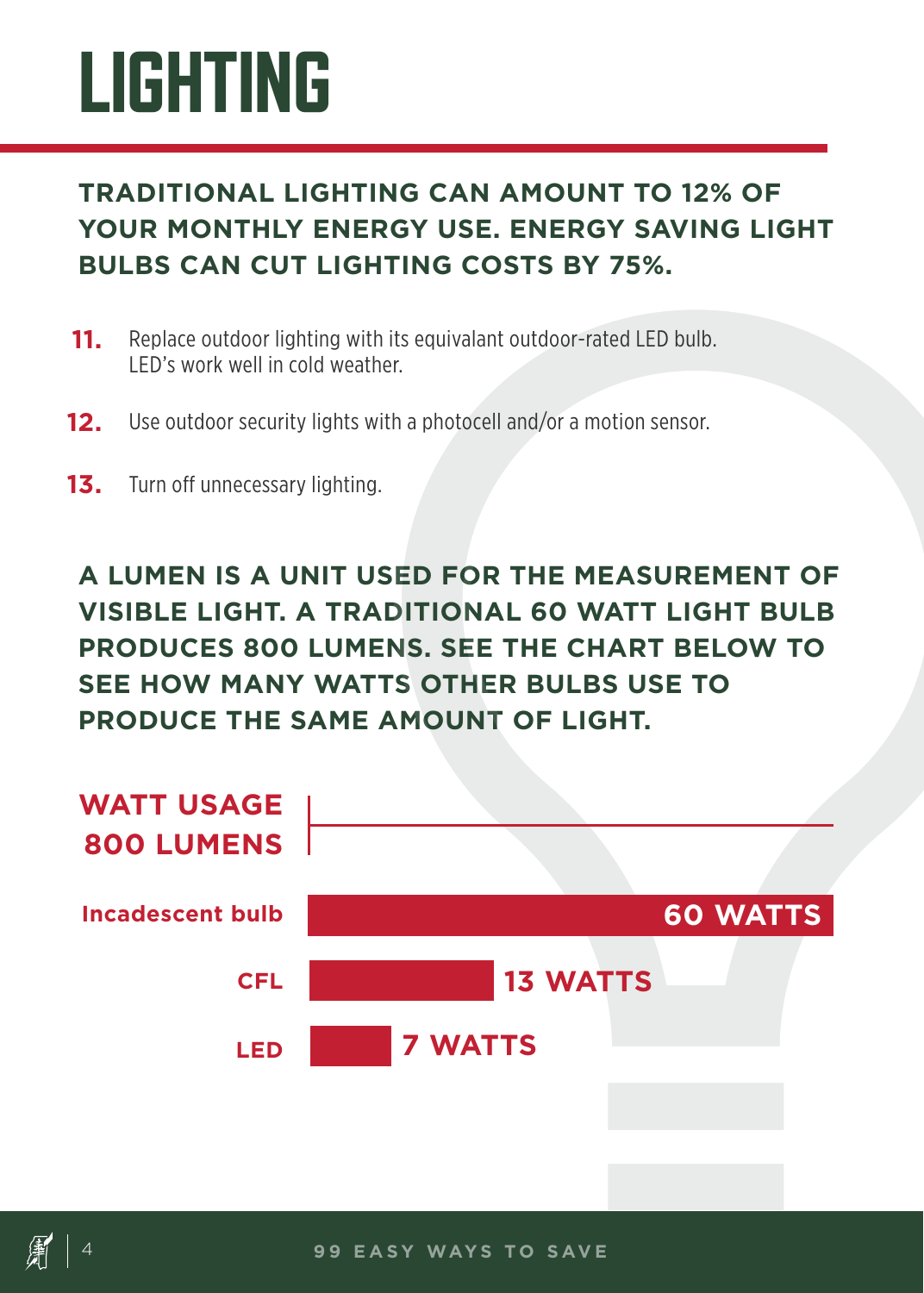# LIGHTING

**TRADITIONAL LIGHTING CAN AMOUNT TO 12% OF YOUR MONTHLY ENERGY USE. ENERGY SAVING LIGHT BULBS CAN CUT LIGHTING COSTS BY 75%.**

11. Replace outdoor lighting with its equivalant outdoor-rated LED bulb. LED's work well in cold weather.
12. Use outdoor security lights with a photocell and/or a motion sensor.
13. Turn off unnecessary lighting.

**A LUMEN IS A UNIT USED FOR THE MEASUREMENT OF VISIBLE LIGHT. A TRADITIONAL 60 WATT LIGHT BULB PRODUCES 800 LUMENS. SEE THE CHART BELOW TO SEE HOW MANY WATTS OTHER BULBS USE TO PRODUCE THE SAME AMOUNT OF LIGHT.**

| WATT USAGE 800 LUMENS | |
|---|---|
| Incadescent bulb | 60 WATTS |
| CFL | 13 WATTS |
| LED | 7 WATTS |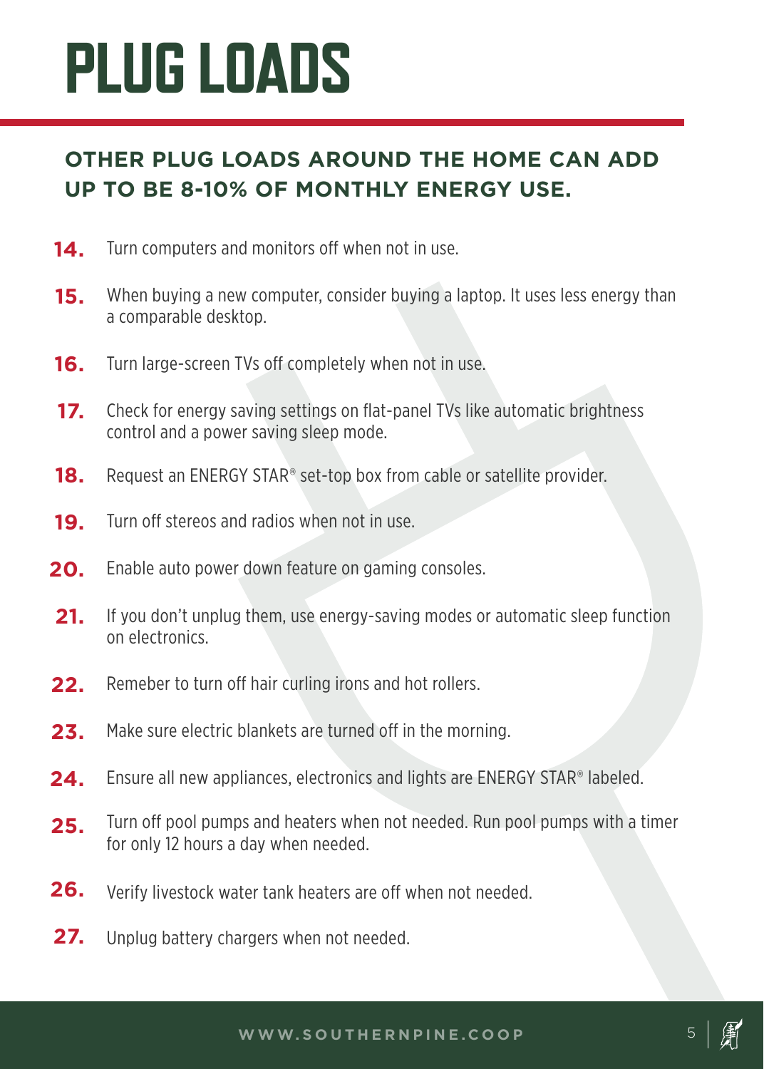# PLUG LOADS

## OTHER PLUG LOADS AROUND THE HOME CAN ADD UP TO BE 8-10% OF MONTHLY ENERGY USE.

14. Turn computers and monitors off when not in use.
15. When buying a new computer, consider buying a laptop. It uses less energy than a comparable desktop.
16. Turn large-screen TVs off completely when not in use.
17. Check for energy saving settings on flat-panel TVs like automatic brightness control and a power saving sleep mode.
18. Request an ENERGY STAR® set-top box from cable or satellite provider.
19. Turn off stereos and radios when not in use.
20. Enable auto power down feature on gaming consoles.
21. If you don't unplug them, use energy-saving modes or automatic sleep function on electronics.
22. Remeber to turn off hair curling irons and hot rollers.
23. Make sure electric blankets are turned off in the morning.
24. Ensure all new appliances, electronics and lights are ENERGY STAR® labeled.
25. Turn off pool pumps and heaters when not needed. Run pool pumps with a timer for only 12 hours a day when needed.
26. Verify livestock water tank heaters are off when not needed.
27. Unplug battery chargers when not needed.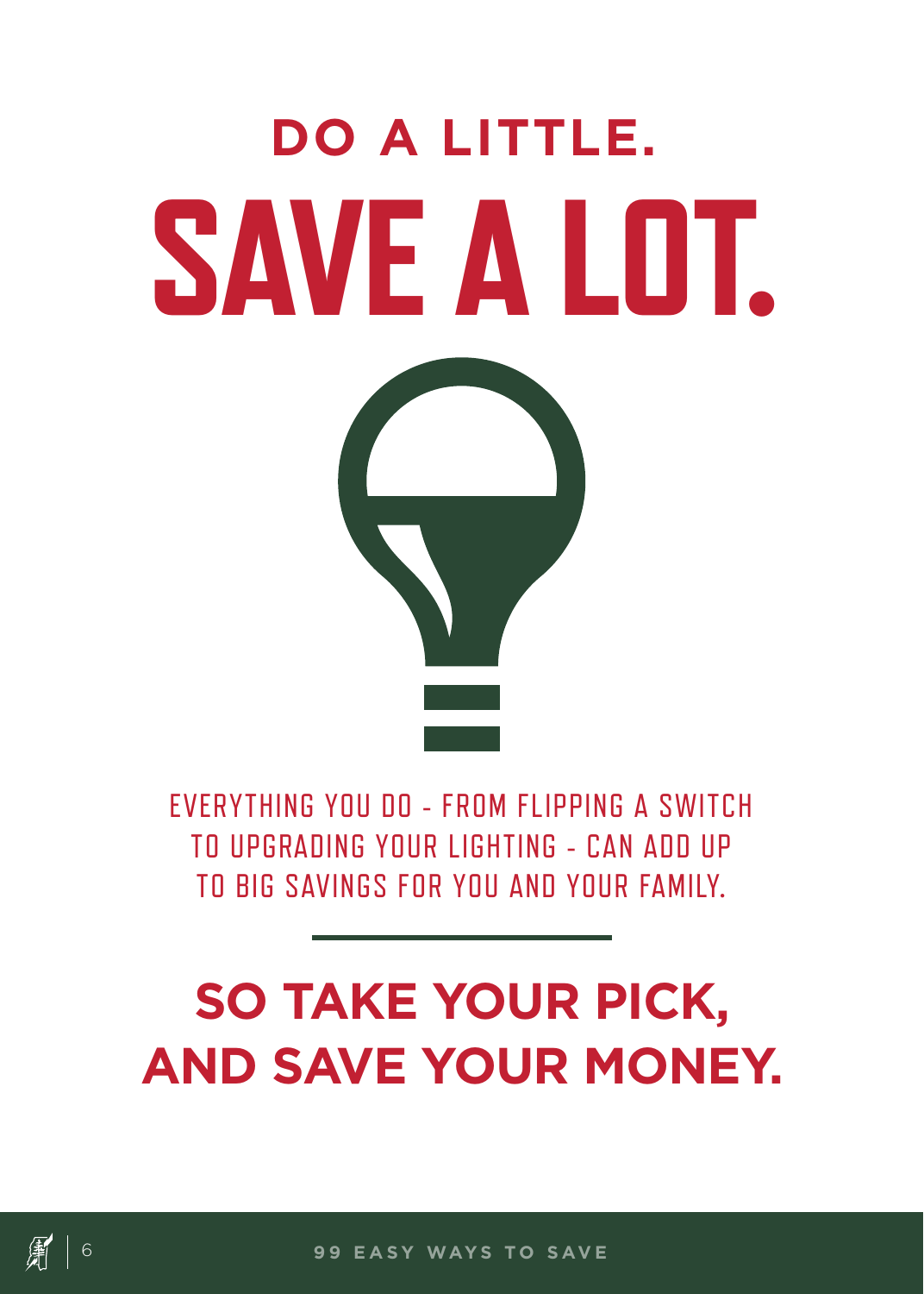## DO A LITTLE.

# SAVE A LOT.

EVERYTHING YOU DO - FROM FLIPPING A SWITCH TO UPGRADING YOUR LIGHTING - CAN ADD UP TO BIG SAVINGS FOR YOU AND YOUR FAMILY.

---

## SO TAKE YOUR PICK, AND SAVE YOUR MONEY.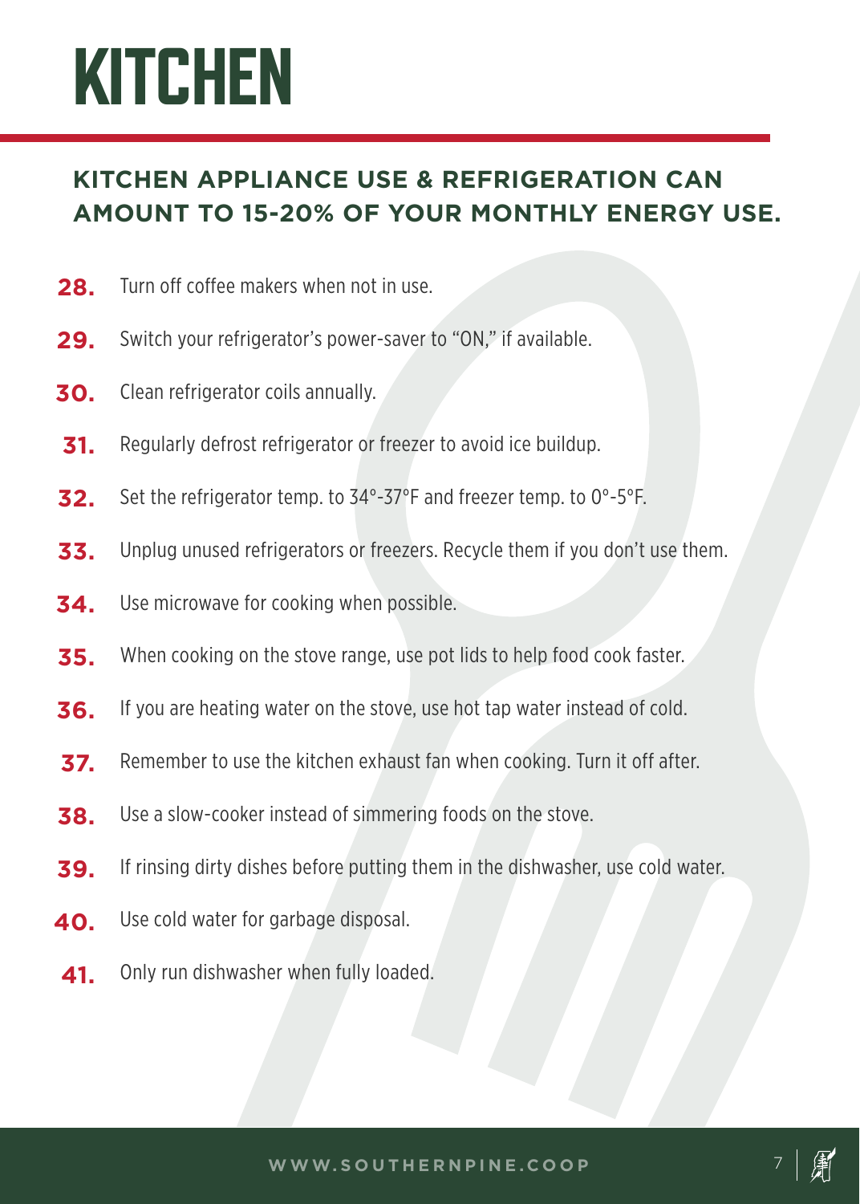# KITCHEN

## KITCHEN APPLIANCE USE & REFRIGERATION CAN AMOUNT TO 15-20% OF YOUR MONTHLY ENERGY USE.

28. Turn off coffee makers when not in use.
29. Switch your refrigerator's power-saver to "ON," if available.
30. Clean refrigerator coils annually.
31. Regularly defrost refrigerator or freezer to avoid ice buildup.
32. Set the refrigerator temp. to 34°-37°F and freezer temp. to 0°-5°F.
33. Unplug unused refrigerators or freezers. Recycle them if you don't use them.
34. Use microwave for cooking when possible.
35. When cooking on the stove range, use pot lids to help food cook faster.
36. If you are heating water on the stove, use hot tap water instead of cold.
37. Remember to use the kitchen exhaust fan when cooking. Turn it off after.
38. Use a slow-cooker instead of simmering foods on the stove.
39. If rinsing dirty dishes before putting them in the dishwasher, use cold water.
40. Use cold water for garbage disposal.
41. Only run dishwasher when fully loaded.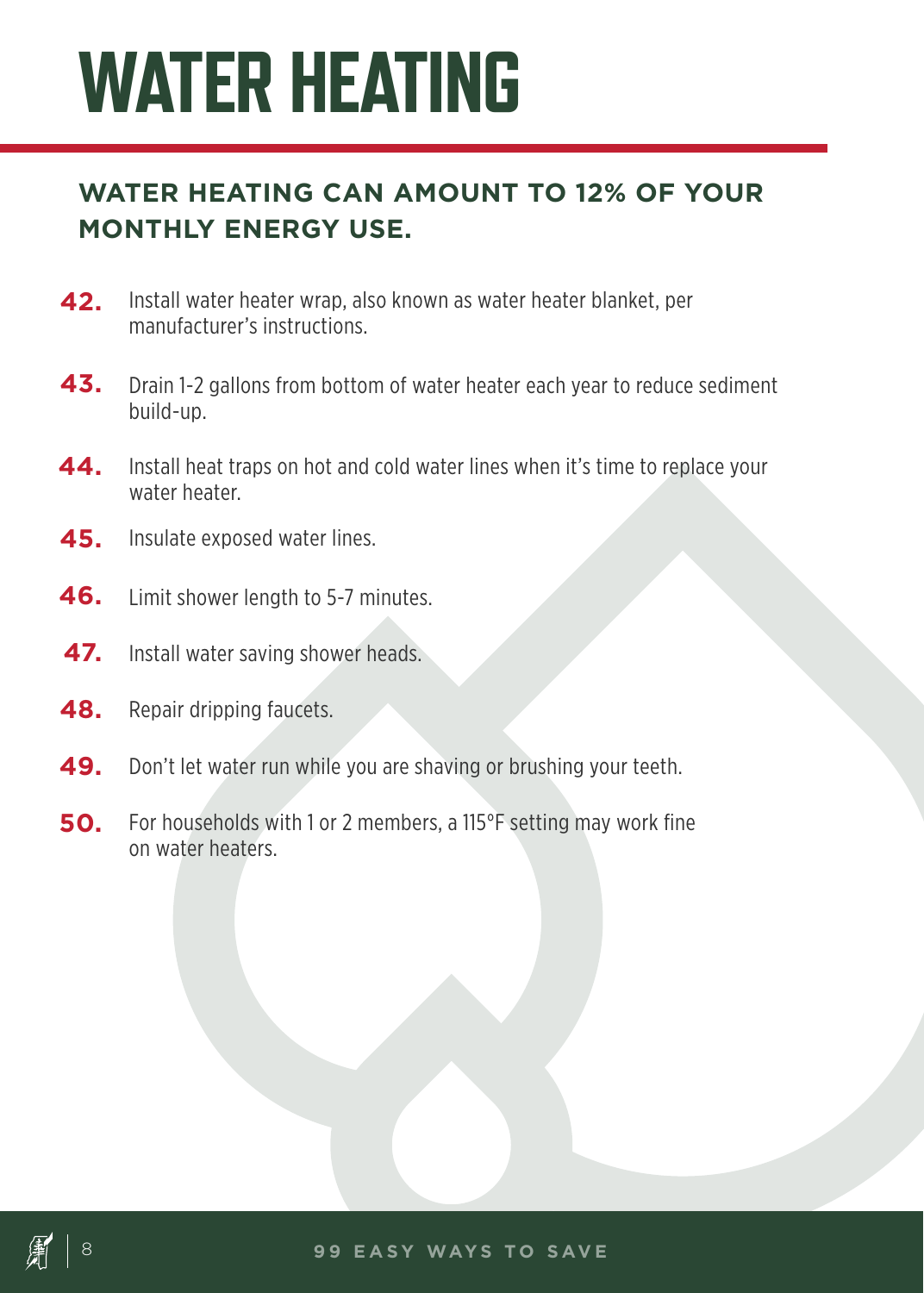# WATER HEATING

## WATER HEATING CAN AMOUNT TO 12% OF YOUR MONTHLY ENERGY USE.

**42.** Install water heater wrap, also known as water heater blanket, per manufacturer's instructions.

**43.** Drain 1-2 gallons from bottom of water heater each year to reduce sediment build-up.

**44.** Install heat traps on hot and cold water lines when it's time to replace your water heater.

**45.** Insulate exposed water lines.

**46.** Limit shower length to 5-7 minutes.

**47.** Install water saving shower heads.

**48.** Repair dripping faucets.

**49.** Don't let water run while you are shaving or brushing your teeth.

**50.** For households with 1 or 2 members, a 115°F setting may work fine on water heaters.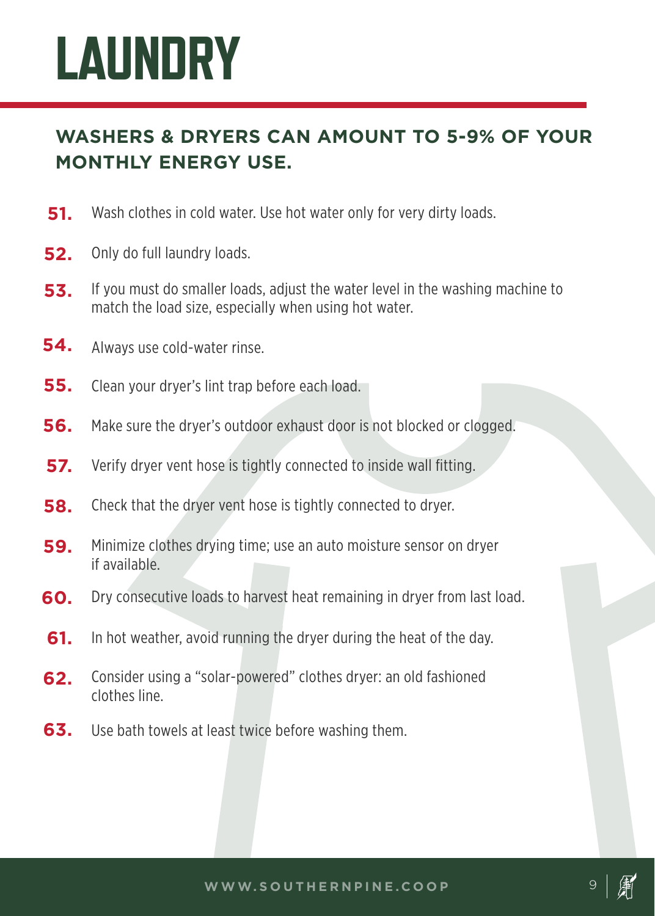# LAUNDRY

## WASHERS & DRYERS CAN AMOUNT TO 5-9% OF YOUR MONTHLY ENERGY USE.

51. Wash clothes in cold water. Use hot water only for very dirty loads.
52. Only do full laundry loads.
53. If you must do smaller loads, adjust the water level in the washing machine to match the load size, especially when using hot water.
54. Always use cold-water rinse.
55. Clean your dryer’s lint trap before each load.
56. Make sure the dryer’s outdoor exhaust door is not blocked or clogged.
57. Verify dryer vent hose is tightly connected to inside wall fitting.
58. Check that the dryer vent hose is tightly connected to dryer.
59. Minimize clothes drying time; use an auto moisture sensor on dryer if available.
60. Dry consecutive loads to harvest heat remaining in dryer from last load.
61. In hot weather, avoid running the dryer during the heat of the day.
62. Consider using a “solar-powered” clothes dryer: an old fashioned clothes line.
63. Use bath towels at least twice before washing them.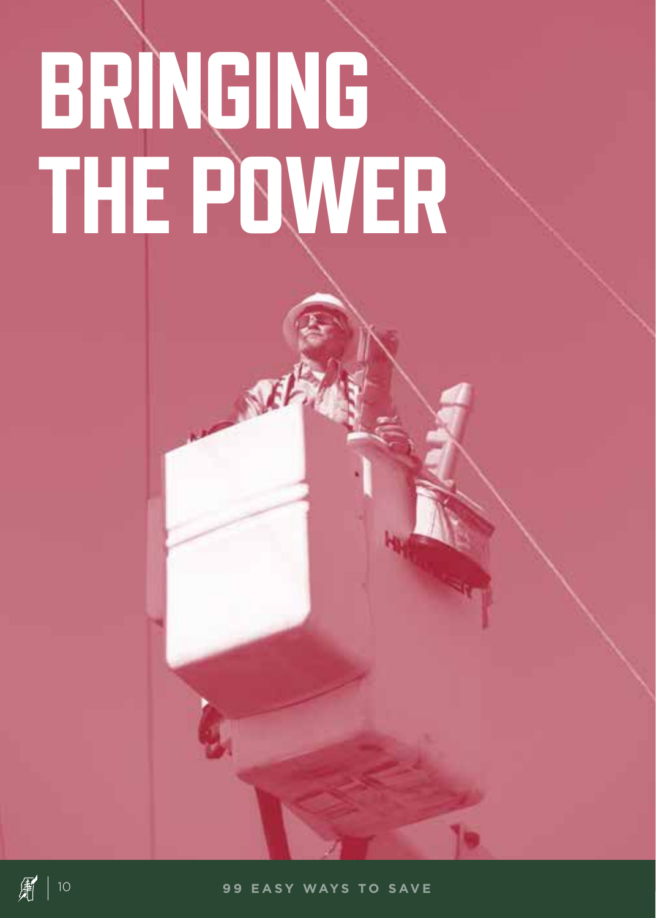# BRINGING THE POWER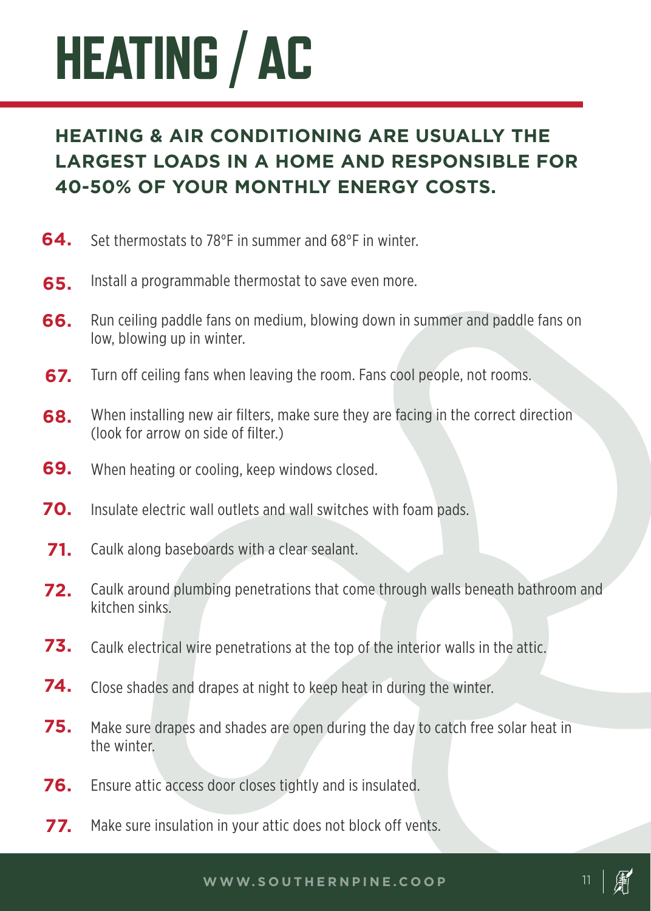# HEATING / AC

## HEATING & AIR CONDITIONING ARE USUALLY THE LARGEST LOADS IN A HOME AND RESPONSIBLE FOR 40-50% OF YOUR MONTHLY ENERGY COSTS.

64. Set thermostats to 78°F in summer and 68°F in winter.
65. Install a programmable thermostat to save even more.
66. Run ceiling paddle fans on medium, blowing down in summer and paddle fans on low, blowing up in winter.
67. Turn off ceiling fans when leaving the room. Fans cool people, not rooms.
68. When installing new air filters, make sure they are facing in the correct direction (look for arrow on side of filter.)
69. When heating or cooling, keep windows closed.
70. Insulate electric wall outlets and wall switches with foam pads.
71. Caulk along baseboards with a clear sealant.
72. Caulk around plumbing penetrations that come through walls beneath bathroom and kitchen sinks.
73. Caulk electrical wire penetrations at the top of the interior walls in the attic.
74. Close shades and drapes at night to keep heat in during the winter.
75. Make sure drapes and shades are open during the day to catch free solar heat in the winter.
76. Ensure attic access door closes tightly and is insulated.
77. Make sure insulation in your attic does not block off vents.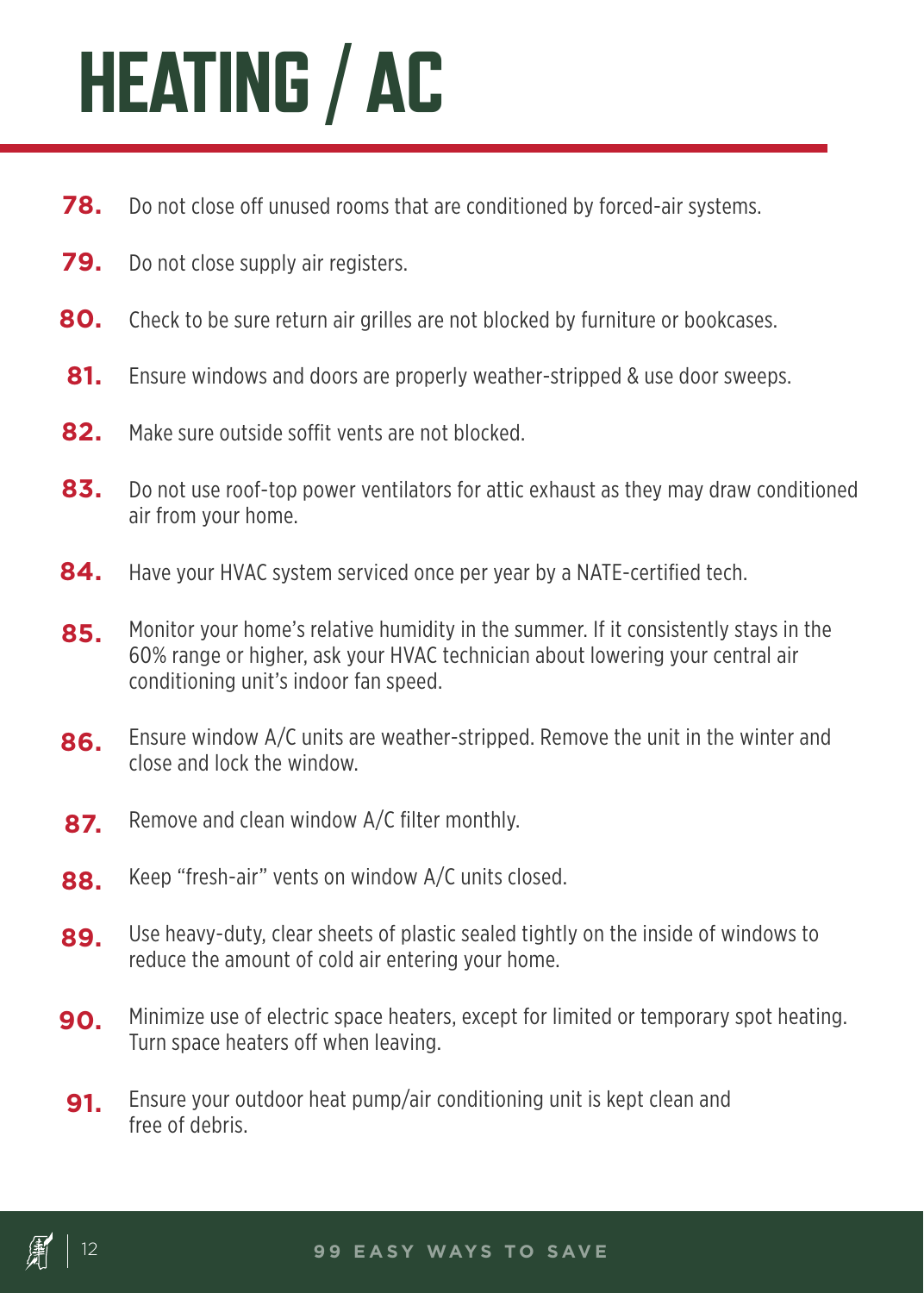# HEATING / AC

78. Do not close off unused rooms that are conditioned by forced-air systems.

79. Do not close supply air registers.

80. Check to be sure return air grilles are not blocked by furniture or bookcases.

81. Ensure windows and doors are properly weather-stripped & use door sweeps.

82. Make sure outside soffit vents are not blocked.

83. Do not use roof-top power ventilators for attic exhaust as they may draw conditioned air from your home.

84. Have your HVAC system serviced once per year by a NATE-certified tech.

85. Monitor your home's relative humidity in the summer. If it consistently stays in the 60% range or higher, ask your HVAC technician about lowering your central air conditioning unit's indoor fan speed.

86. Ensure window A/C units are weather-stripped. Remove the unit in the winter and close and lock the window.

87. Remove and clean window A/C filter monthly.

88. Keep "fresh-air" vents on window A/C units closed.

89. Use heavy-duty, clear sheets of plastic sealed tightly on the inside of windows to reduce the amount of cold air entering your home.

90. Minimize use of electric space heaters, except for limited or temporary spot heating. Turn space heaters off when leaving.

91. Ensure your outdoor heat pump/air conditioning unit is kept clean and free of debris.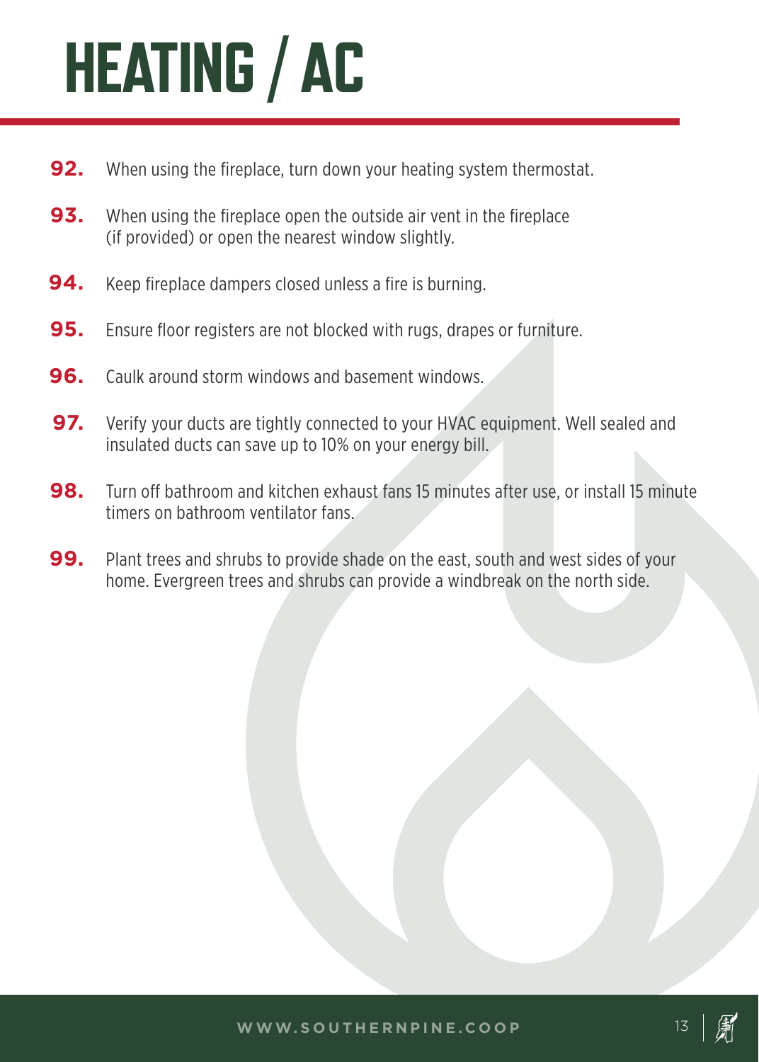# HEATING / AC

92. When using the fireplace, turn down your heating system thermostat.

93. When using the fireplace open the outside air vent in the fireplace (if provided) or open the nearest window slightly.

94. Keep fireplace dampers closed unless a fire is burning.

95. Ensure floor registers are not blocked with rugs, drapes or furniture.

96. Caulk around storm windows and basement windows.

97. Verify your ducts are tightly connected to your HVAC equipment. Well sealed and insulated ducts can save up to 10% on your energy bill.

98. Turn off bathroom and kitchen exhaust fans 15 minutes after use, or install 15 minute timers on bathroom ventilator fans.

99. Plant trees and shrubs to provide shade on the east, south and west sides of your home. Evergreen trees and shrubs can provide a windbreak on the north side.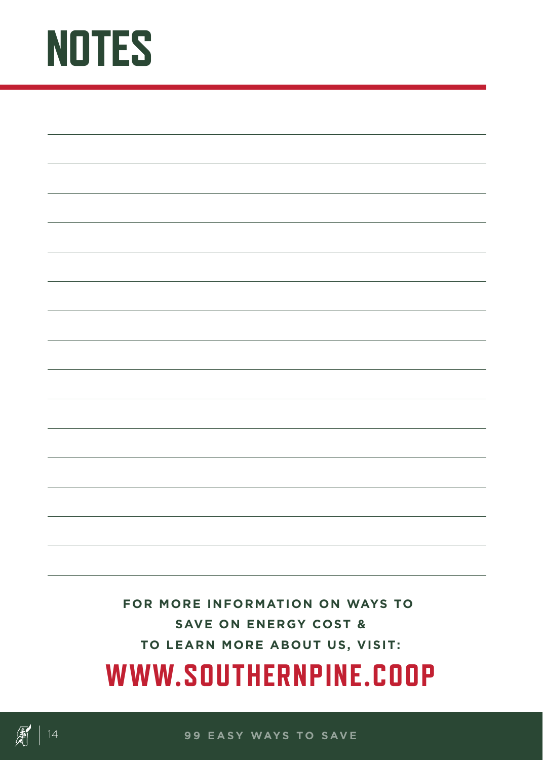# NOTES

**FOR MORE INFORMATION ON WAYS TO SAVE ON ENERGY COST & TO LEARN MORE ABOUT US, VISIT:**

## WWW.SOUTHERNPINE.COOP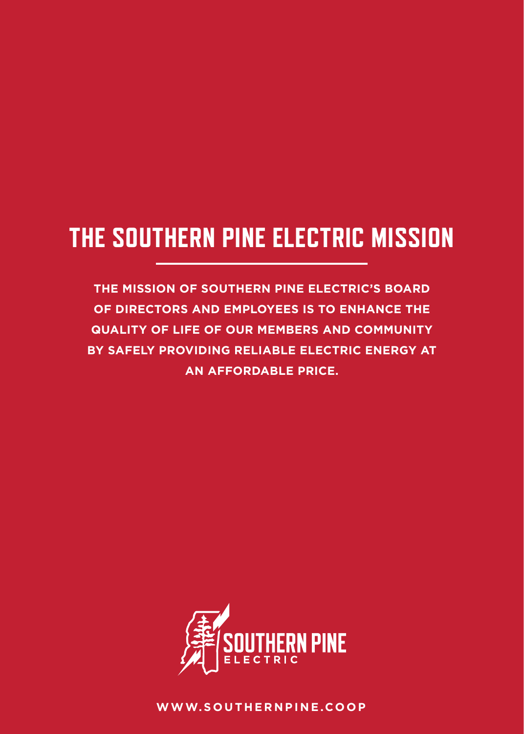# THE SOUTHERN PINE ELECTRIC MISSION

**THE MISSION OF SOUTHERN PINE ELECTRIC'S BOARD OF DIRECTORS AND EMPLOYEES IS TO ENHANCE THE QUALITY OF LIFE OF OUR MEMBERS AND COMMUNITY BY SAFELY PROVIDING RELIABLE ELECTRIC ENERGY AT AN AFFORDABLE PRICE.**

SOUTHERN PINE ELECTRIC

WWW.SOUTHERNPINE.COOP